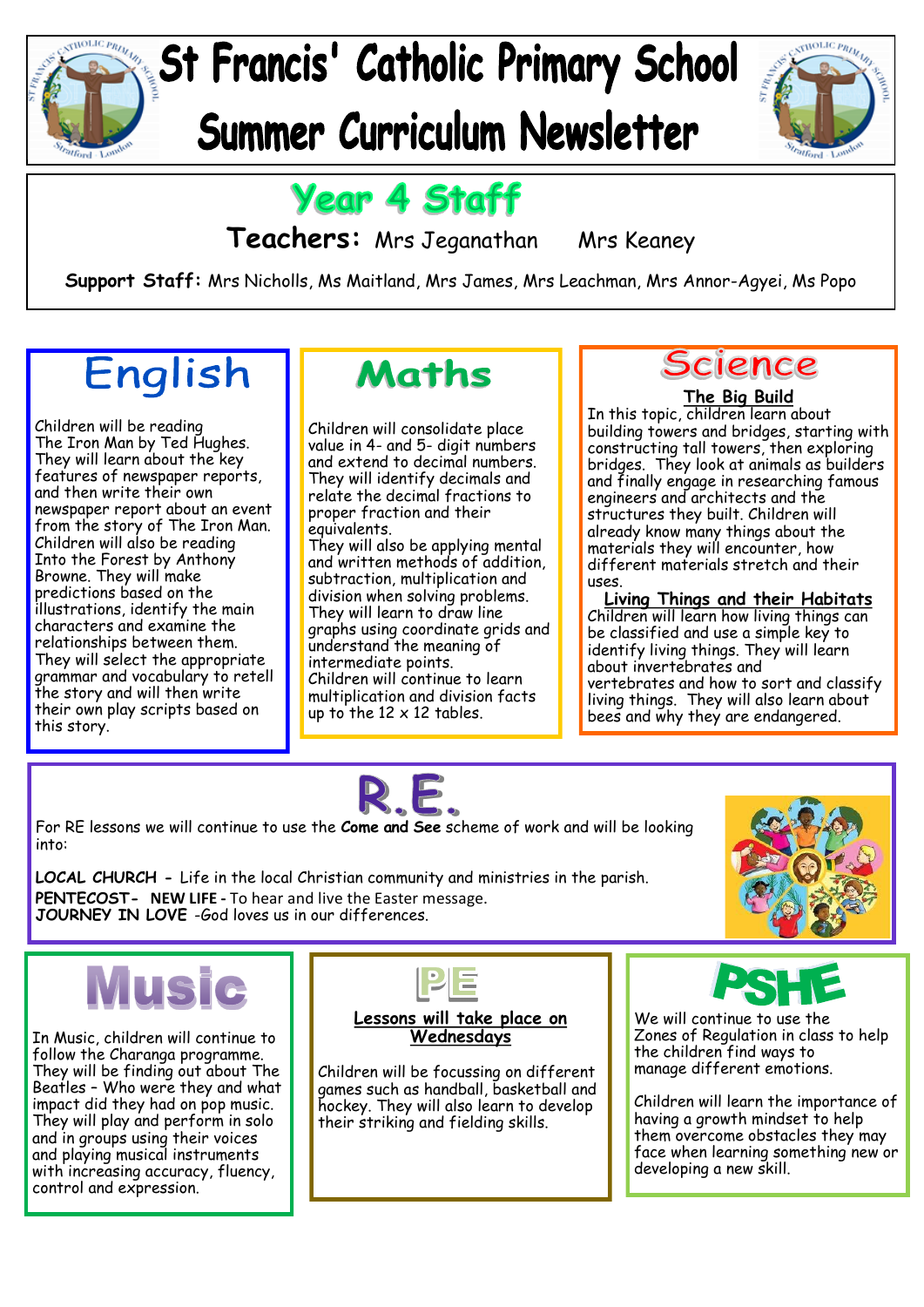# St Francis' Catholic Primary School
# Summer Curriculum Newsletter

## Year 4 Staff

**Teachers:** Mrs Jeganathan Mrs Keaney

**Support Staff:** Mrs Nicholls, Ms Maitland, Mrs James, Mrs Leachman, Mrs Annor-Agyei, Ms Popo

## English

Children will be reading The Iron Man by Ted Hughes. They will learn about the key features of newspaper reports, and then write their own newspaper report about an event from the story of The Iron Man. Children will also be reading Into the Forest by Anthony Browne. They will make predictions based on the illustrations, identify the main characters and examine the relationships between them. They will select the appropriate grammar and vocabulary to retell the story and will then write their own play scripts based on this story.

## Maths

Children will consolidate place value in 4- and 5- digit numbers and extend to decimal numbers. They will identify decimals and relate the decimal fractions to proper fraction and their equivalents.
They will also be applying mental and written methods of addition, subtraction, multiplication and division when solving problems.
They will learn to draw line graphs using coordinate grids and understand the meaning of intermediate points.
Children will continue to learn multiplication and division facts up to the 12 x 12 tables.

## Science

**The Big Build**

In this topic, children learn about building towers and bridges, starting with constructing tall towers, then exploring bridges. They look at animals as builders and finally engage in researching famous engineers and architects and the structures they built. Children will already know many things about the materials they will encounter, how different materials stretch and their uses.

**Living Things and their Habitats**

Children will learn how living things can be classified and use a simple key to identify living things. They will learn about invertebrates and vertebrates and how to sort and classify living things. They will also learn about bees and why they are endangered.

## R.E.

For RE lessons we will continue to use the **Come and See** scheme of work and will be looking into:

**LOCAL CHURCH** - Life in the local Christian community and ministries in the parish.
**PENTECOST- NEW LIFE** - To hear and live the Easter message.
**JOURNEY IN LOVE** -God loves us in our differences.

## Music

In Music, children will continue to follow the Charanga programme. They will be finding out about The Beatles – Who were they and what impact did they had on pop music. They will play and perform in solo and in groups using their voices and playing musical instruments with increasing accuracy, fluency, control and expression.

## PE

**Lessons will take place on Wednesdays**

Children will be focussing on different games such as handball, basketball and hockey. They will also learn to develop their striking and fielding skills.

## PSHE

We will continue to use the Zones of Regulation in class to help the children find ways to manage different emotions.

Children will learn the importance of having a growth mindset to help them overcome obstacles they may face when learning something new or developing a new skill.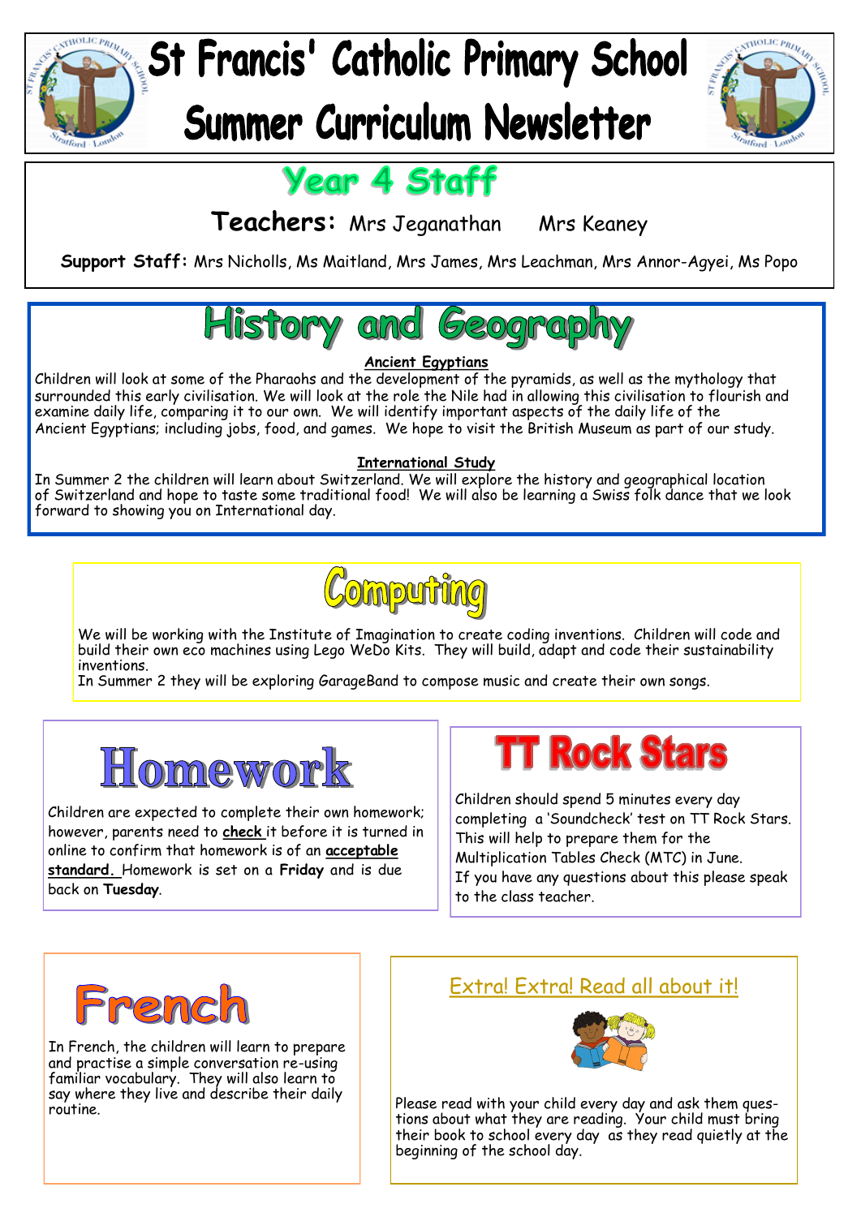# St Francis' Catholic Primary School

# Summer Curriculum Newsletter

## Year 4 Staff

**Teachers:** Mrs Jeganathan    Mrs Keaney

**Support Staff:** Mrs Nicholls, Ms Maitland, Mrs James, Mrs Leachman, Mrs Annor-Agyei, Ms Popo

## History and Geography

**Ancient Egyptians**

Children will look at some of the Pharaohs and the development of the pyramids, as well as the mythology that surrounded this early civilisation. We will look at the role the Nile had in allowing this civilisation to flourish and examine daily life, comparing it to our own. We will identify important aspects of the daily life of the Ancient Egyptians; including jobs, food, and games. We hope to visit the British Museum as part of our study.

**International Study**

In Summer 2 the children will learn about Switzerland. We will explore the history and geographical location of Switzerland and hope to taste some traditional food! We will also be learning a Swiss folk dance that we look forward to showing you on International day.

## Computing

We will be working with the Institute of Imagination to create coding inventions. Children will code and build their own eco machines using Lego WeDo Kits. They will build, adapt and code their sustainability inventions.

In Summer 2 they will be exploring GarageBand to compose music and create their own songs.

## Homework

Children are expected to complete their own homework; however, parents need to **check** it before it is turned in online to confirm that homework is of an **acceptable standard.** Homework is set on a **Friday** and is due back on **Tuesday**.

## TT Rock Stars

Children should spend 5 minutes every day completing a 'Soundcheck' test on TT Rock Stars. This will help to prepare them for the Multiplication Tables Check (MTC) in June.

If you have any questions about this please speak to the class teacher.

## French

In French, the children will learn to prepare and practise a simple conversation re-using familiar vocabulary. They will also learn to say where they live and describe their daily routine.

## Extra! Extra! Read all about it!

Please read with your child every day and ask them questions about what they are reading. Your child must bring their book to school every day as they read quietly at the beginning of the school day.